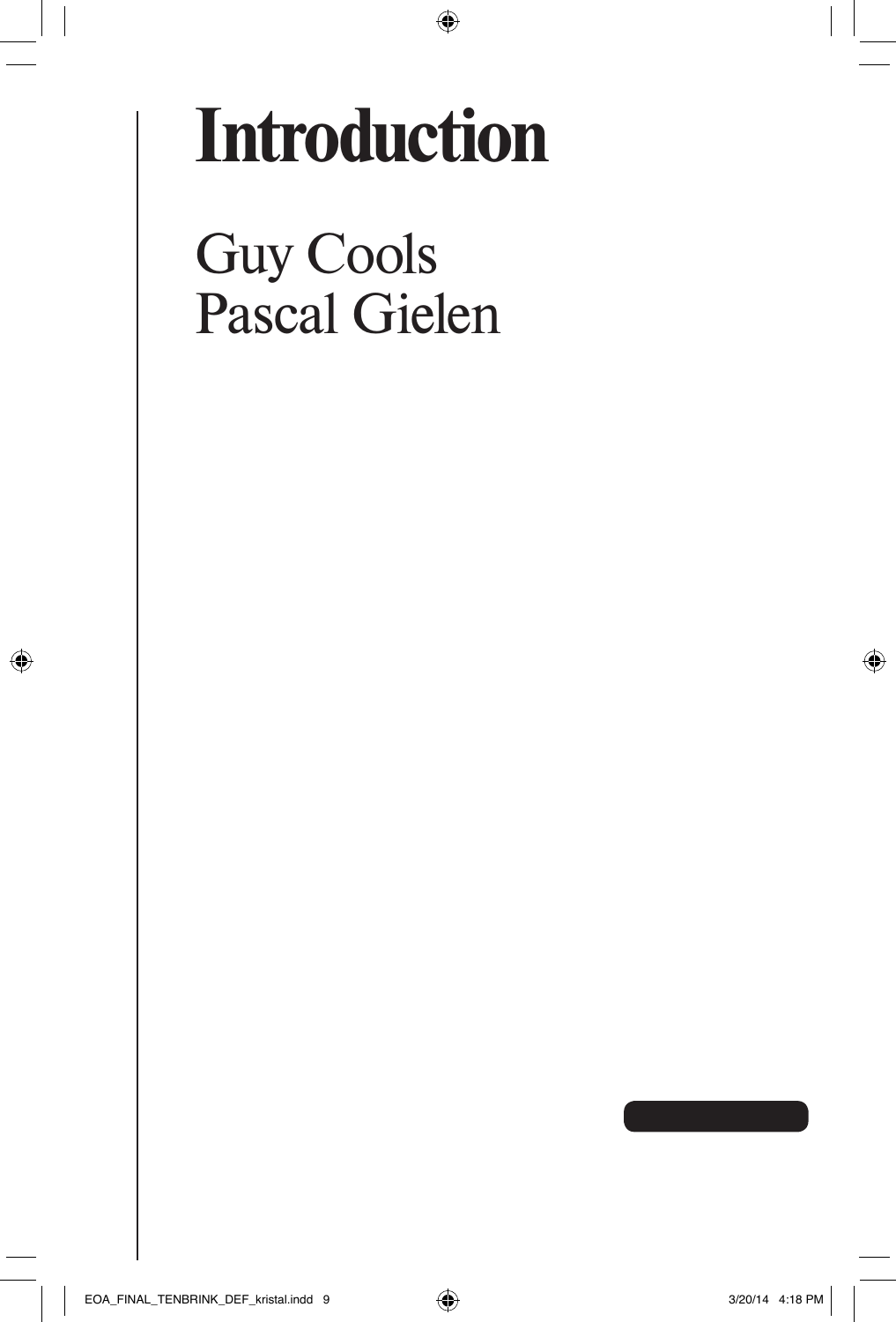# Introduction

Guy Cools
Pascal Gielen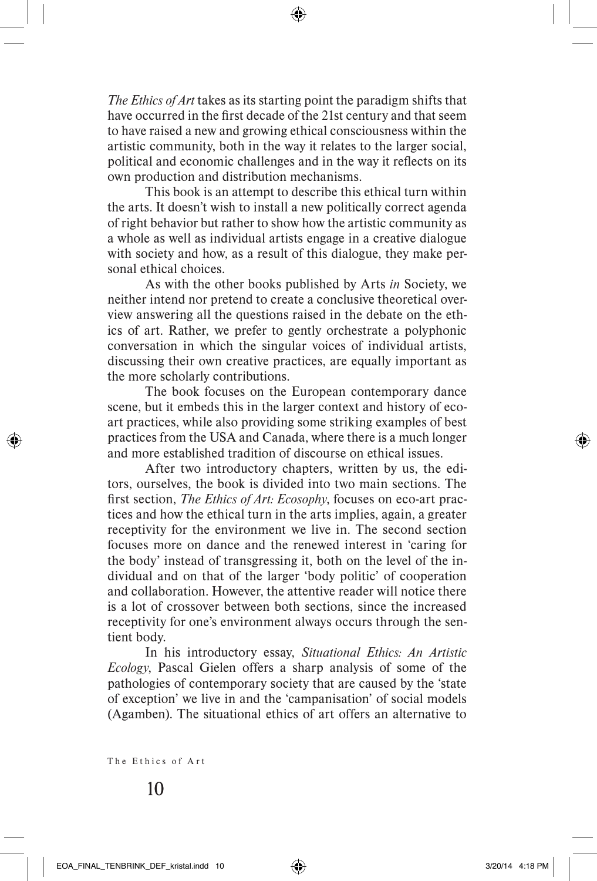*The Ethics of Art* takes as its starting point the paradigm shifts that have occurred in the first decade of the 21st century and that seem to have raised a new and growing ethical consciousness within the artistic community, both in the way it relates to the larger social, political and economic challenges and in the way it reflects on its own production and distribution mechanisms.

This book is an attempt to describe this ethical turn within the arts. It doesn't wish to install a new politically correct agenda of right behavior but rather to show how the artistic community as a whole as well as individual artists engage in a creative dialogue with society and how, as a result of this dialogue, they make personal ethical choices.

As with the other books published by Arts *in* Society, we neither intend nor pretend to create a conclusive theoretical overview answering all the questions raised in the debate on the ethics of art. Rather, we prefer to gently orchestrate a polyphonic conversation in which the singular voices of individual artists, discussing their own creative practices, are equally important as the more scholarly contributions.

The book focuses on the European contemporary dance scene, but it embeds this in the larger context and history of eco-art practices, while also providing some striking examples of best practices from the USA and Canada, where there is a much longer and more established tradition of discourse on ethical issues.

After two introductory chapters, written by us, the editors, ourselves, the book is divided into two main sections. The first section, *The Ethics of Art: Ecosophy*, focuses on eco-art practices and how the ethical turn in the arts implies, again, a greater receptivity for the environment we live in. The second section focuses more on dance and the renewed interest in 'caring for the body' instead of transgressing it, both on the level of the individual and on that of the larger 'body politic' of cooperation and collaboration. However, the attentive reader will notice there is a lot of crossover between both sections, since the increased receptivity for one's environment always occurs through the sentient body.

In his introductory essay, *Situational Ethics: An Artistic Ecology*, Pascal Gielen offers a sharp analysis of some of the pathologies of contemporary society that are caused by the 'state of exception' we live in and the 'campanisation' of social models (Agamben). The situational ethics of art offers an alternative to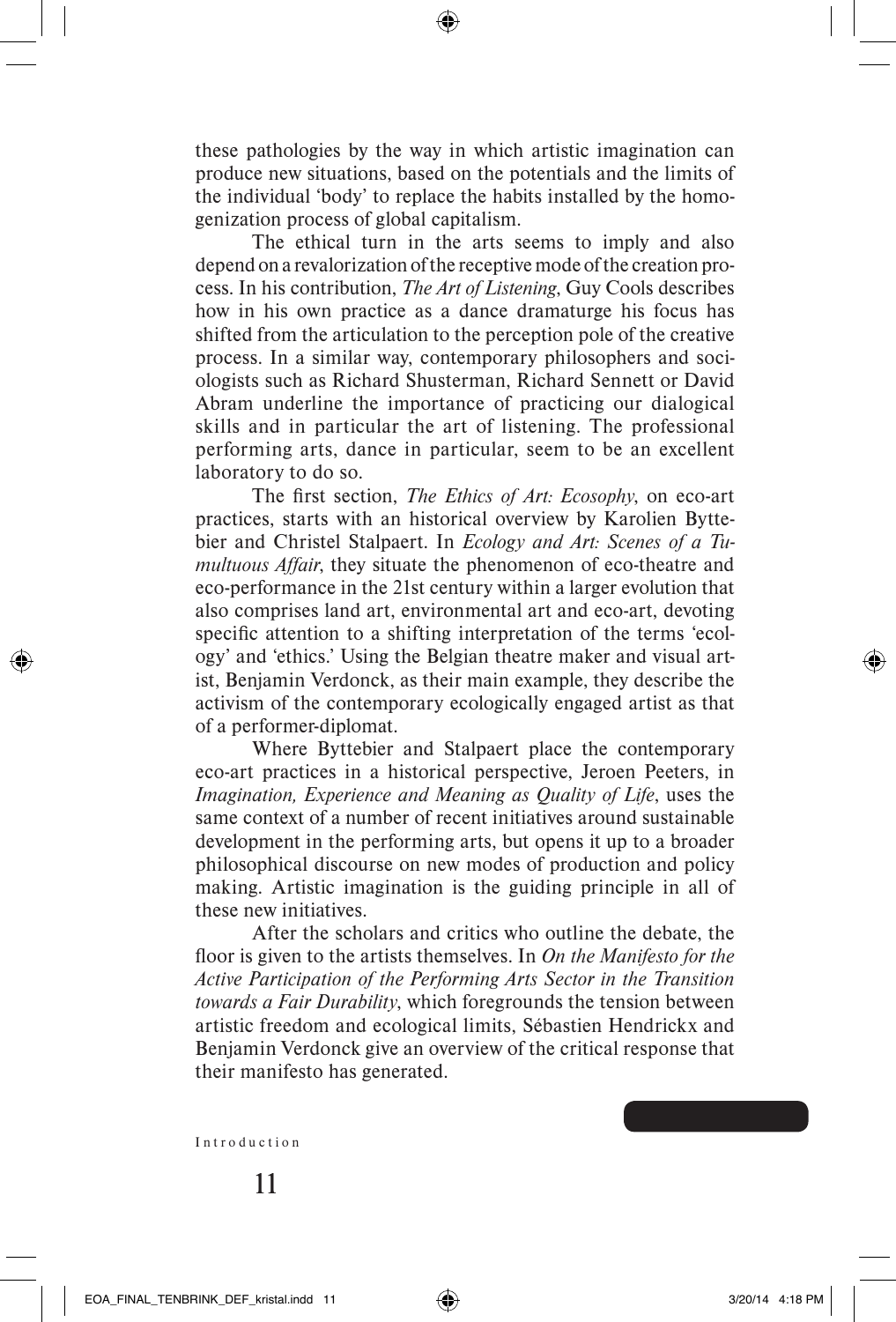these pathologies by the way in which artistic imagination can produce new situations, based on the potentials and the limits of the individual 'body' to replace the habits installed by the homogenization process of global capitalism.

The ethical turn in the arts seems to imply and also depend on a revalorization of the receptive mode of the creation process. In his contribution, *The Art of Listening*, Guy Cools describes how in his own practice as a dance dramaturge his focus has shifted from the articulation to the perception pole of the creative process. In a similar way, contemporary philosophers and sociologists such as Richard Shusterman, Richard Sennett or David Abram underline the importance of practicing our dialogical skills and in particular the art of listening. The professional performing arts, dance in particular, seem to be an excellent laboratory to do so.

The first section, *The Ethics of Art: Ecosophy*, on eco-art practices, starts with an historical overview by Karolien Byttebier and Christel Stalpaert. In *Ecology and Art: Scenes of a Tumultuous Affair*, they situate the phenomenon of eco-theatre and eco-performance in the 21st century within a larger evolution that also comprises land art, environmental art and eco-art, devoting specific attention to a shifting interpretation of the terms 'ecology' and 'ethics.' Using the Belgian theatre maker and visual artist, Benjamin Verdonck, as their main example, they describe the activism of the contemporary ecologically engaged artist as that of a performer-diplomat.

Where Byttebier and Stalpaert place the contemporary eco-art practices in a historical perspective, Jeroen Peeters, in *Imagination, Experience and Meaning as Quality of Life*, uses the same context of a number of recent initiatives around sustainable development in the performing arts, but opens it up to a broader philosophical discourse on new modes of production and policy making. Artistic imagination is the guiding principle in all of these new initiatives.

After the scholars and critics who outline the debate, the floor is given to the artists themselves. In *On the Manifesto for the Active Participation of the Performing Arts Sector in the Transition towards a Fair Durability*, which foregrounds the tension between artistic freedom and ecological limits, Sébastien Hendrickx and Benjamin Verdonck give an overview of the critical response that their manifesto has generated.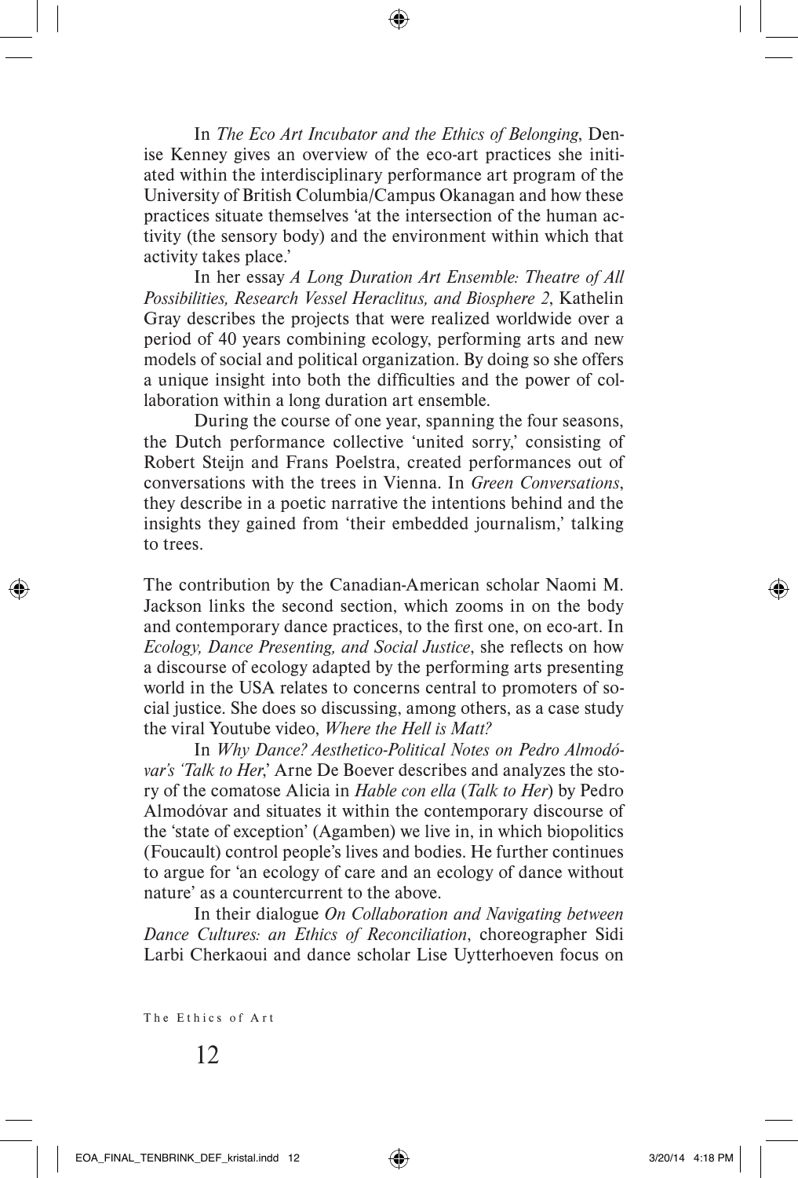In *The Eco Art Incubator and the Ethics of Belonging*, Denise Kenney gives an overview of the eco-art practices she initiated within the interdisciplinary performance art program of the University of British Columbia/Campus Okanagan and how these practices situate themselves 'at the intersection of the human activity (the sensory body) and the environment within which that activity takes place.'

In her essay *A Long Duration Art Ensemble: Theatre of All Possibilities, Research Vessel Heraclitus, and Biosphere 2*, Kathelin Gray describes the projects that were realized worldwide over a period of 40 years combining ecology, performing arts and new models of social and political organization. By doing so she offers a unique insight into both the difficulties and the power of collaboration within a long duration art ensemble.

During the course of one year, spanning the four seasons, the Dutch performance collective 'united sorry,' consisting of Robert Steijn and Frans Poelstra, created performances out of conversations with the trees in Vienna. In *Green Conversations*, they describe in a poetic narrative the intentions behind and the insights they gained from 'their embedded journalism,' talking to trees.

The contribution by the Canadian-American scholar Naomi M. Jackson links the second section, which zooms in on the body and contemporary dance practices, to the first one, on eco-art. In *Ecology, Dance Presenting, and Social Justice*, she reflects on how a discourse of ecology adapted by the performing arts presenting world in the USA relates to concerns central to promoters of social justice. She does so discussing, among others, as a case study the viral Youtube video, *Where the Hell is Matt?*

In *Why Dance? Aesthetico-Political Notes on Pedro Almodóvar's 'Talk to Her*,' Arne De Boever describes and analyzes the story of the comatose Alicia in *Hable con ella* (*Talk to Her*) by Pedro Almodóvar and situates it within the contemporary discourse of the 'state of exception' (Agamben) we live in, in which biopolitics (Foucault) control people's lives and bodies. He further continues to argue for 'an ecology of care and an ecology of dance without nature' as a countercurrent to the above.

In their dialogue *On Collaboration and Navigating between Dance Cultures: an Ethics of Reconciliation*, choreographer Sidi Larbi Cherkaoui and dance scholar Lise Uytterhoeven focus on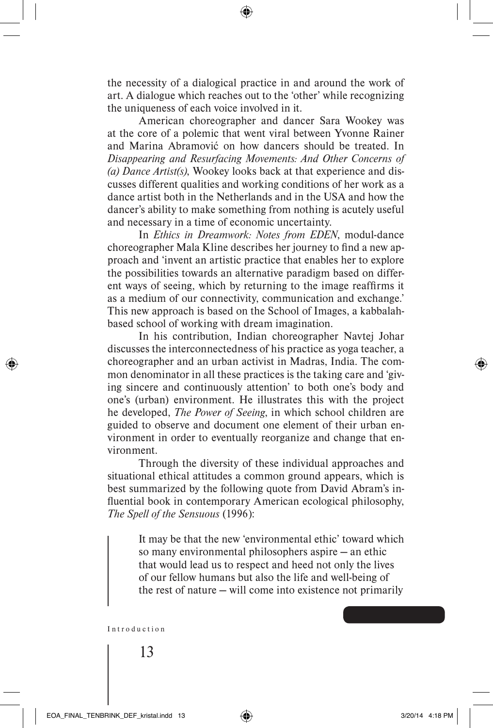the necessity of a dialogical practice in and around the work of art. A dialogue which reaches out to the 'other' while recognizing the uniqueness of each voice involved in it.

American choreographer and dancer Sara Wookey was at the core of a polemic that went viral between Yvonne Rainer and Marina Abramović on how dancers should be treated. In *Disappearing and Resurfacing Movements: And Other Concerns of (a) Dance Artist(s)*, Wookey looks back at that experience and discusses different qualities and working conditions of her work as a dance artist both in the Netherlands and in the USA and how the dancer's ability to make something from nothing is acutely useful and necessary in a time of economic uncertainty.

In *Ethics in Dreamwork: Notes from EDEN*, modul-dance choreographer Mala Kline describes her journey to find a new approach and 'invent an artistic practice that enables her to explore the possibilities towards an alternative paradigm based on different ways of seeing, which by returning to the image reaffirms it as a medium of our connectivity, communication and exchange.' This new approach is based on the School of Images, a kabbalah-based school of working with dream imagination.

In his contribution, Indian choreographer Navtej Johar discusses the interconnectedness of his practice as yoga teacher, a choreographer and an urban activist in Madras, India. The common denominator in all these practices is the taking care and 'giving sincere and continuously attention' to both one's body and one's (urban) environment. He illustrates this with the project he developed, *The Power of Seeing*, in which school children are guided to observe and document one element of their urban environment in order to eventually reorganize and change that environment.

Through the diversity of these individual approaches and situational ethical attitudes a common ground appears, which is best summarized by the following quote from David Abram's influential book in contemporary American ecological philosophy, *The Spell of the Sensuous* (1996):

> It may be that the new 'environmental ethic' toward which so many environmental philosophers aspire — an ethic that would lead us to respect and heed not only the lives of our fellow humans but also the life and well-being of the rest of nature — will come into existence not primarily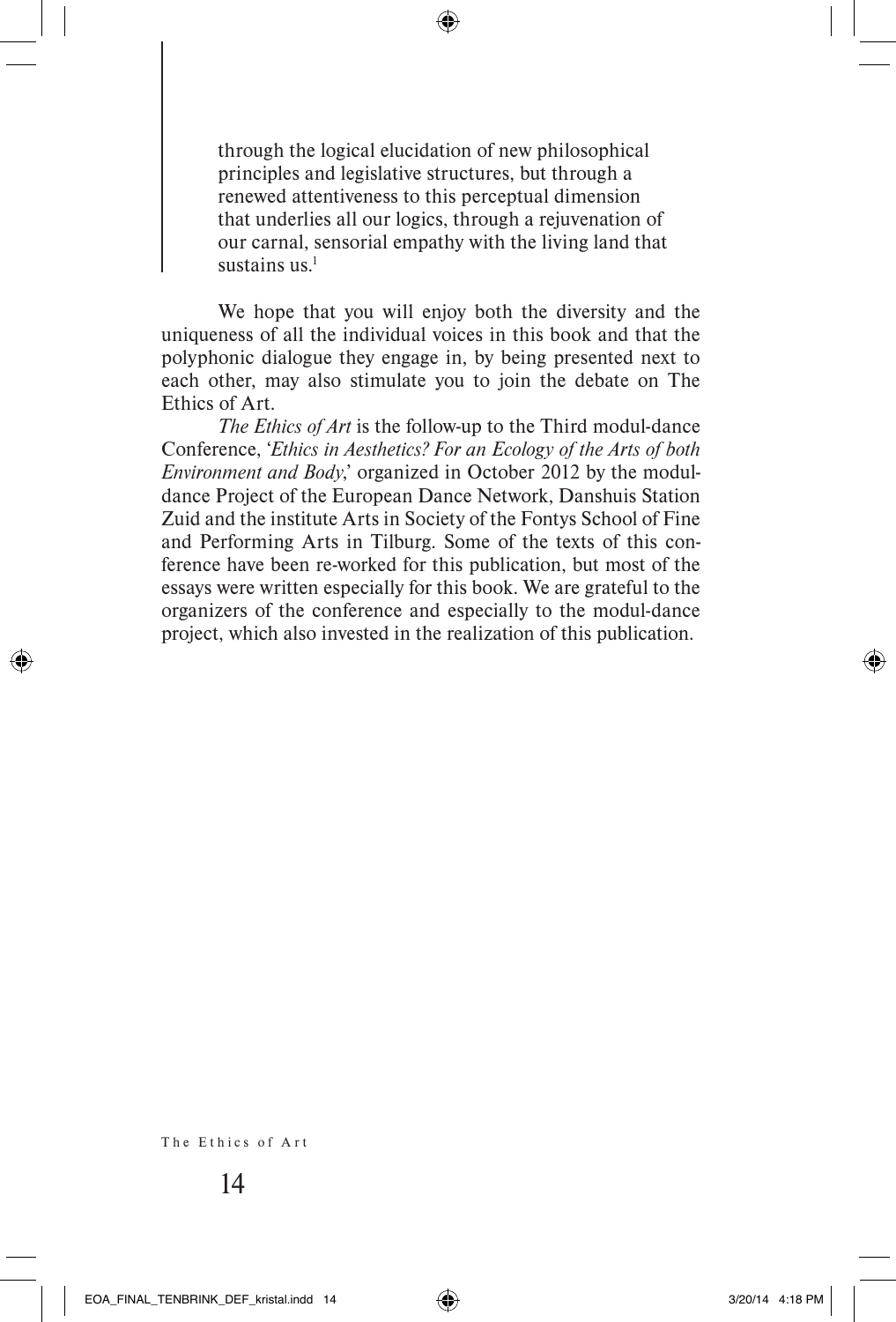> through the logical elucidation of new philosophical principles and legislative structures, but through a renewed attentiveness to this perceptual dimension that underlies all our logics, through a rejuvenation of our carnal, sensorial empathy with the living land that sustains us.[1]

We hope that you will enjoy both the diversity and the uniqueness of all the individual voices in this book and that the polyphonic dialogue they engage in, by being presented next to each other, may also stimulate you to join the debate on The Ethics of Art.

*The Ethics of Art* is the follow-up to the Third modul-dance Conference, '*Ethics in Aesthetics? For an Ecology of the Arts of both Environment and Body*,' organized in October 2012 by the modul-dance Project of the European Dance Network, Danshuis Station Zuid and the institute Arts in Society of the Fontys School of Fine and Performing Arts in Tilburg. Some of the texts of this conference have been re-worked for this publication, but most of the essays were written especially for this book. We are grateful to the organizers of the conference and especially to the modul-dance project, which also invested in the realization of this publication.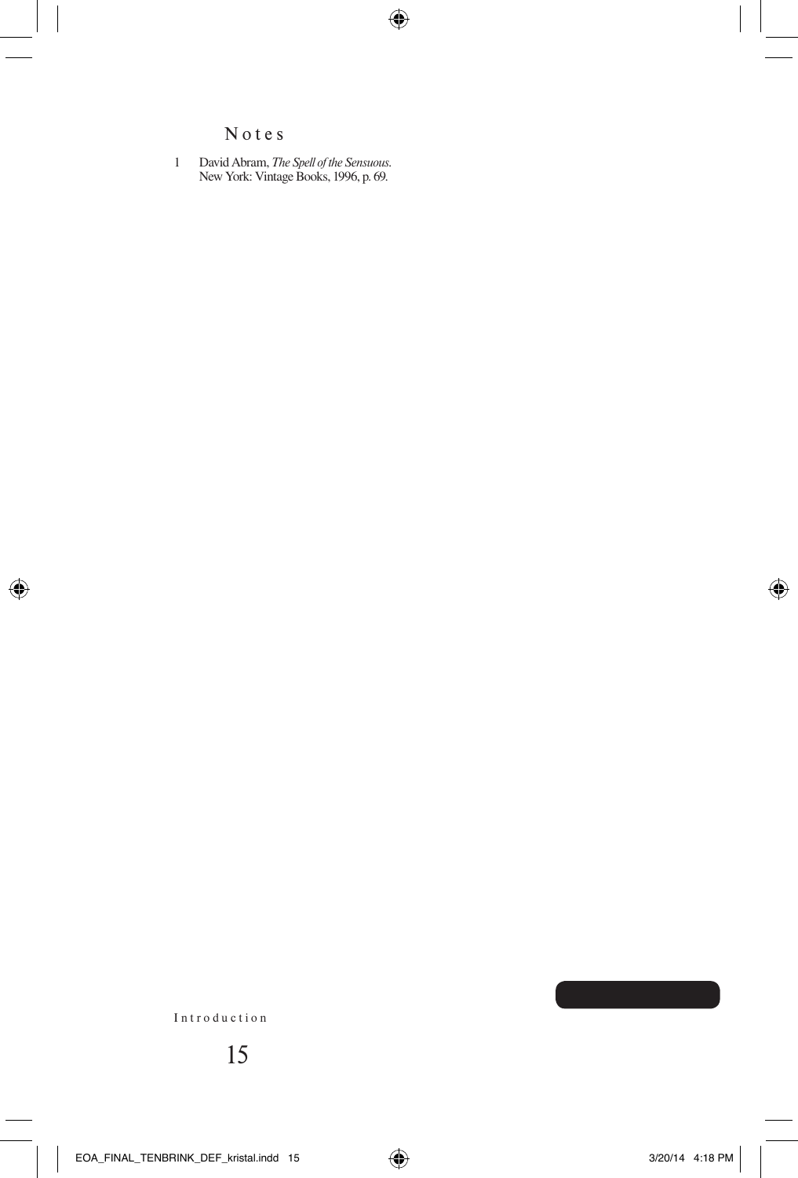## Notes

1 David Abram, *The Spell of the Sensuous.* New York: Vintage Books, 1996, p. 69.